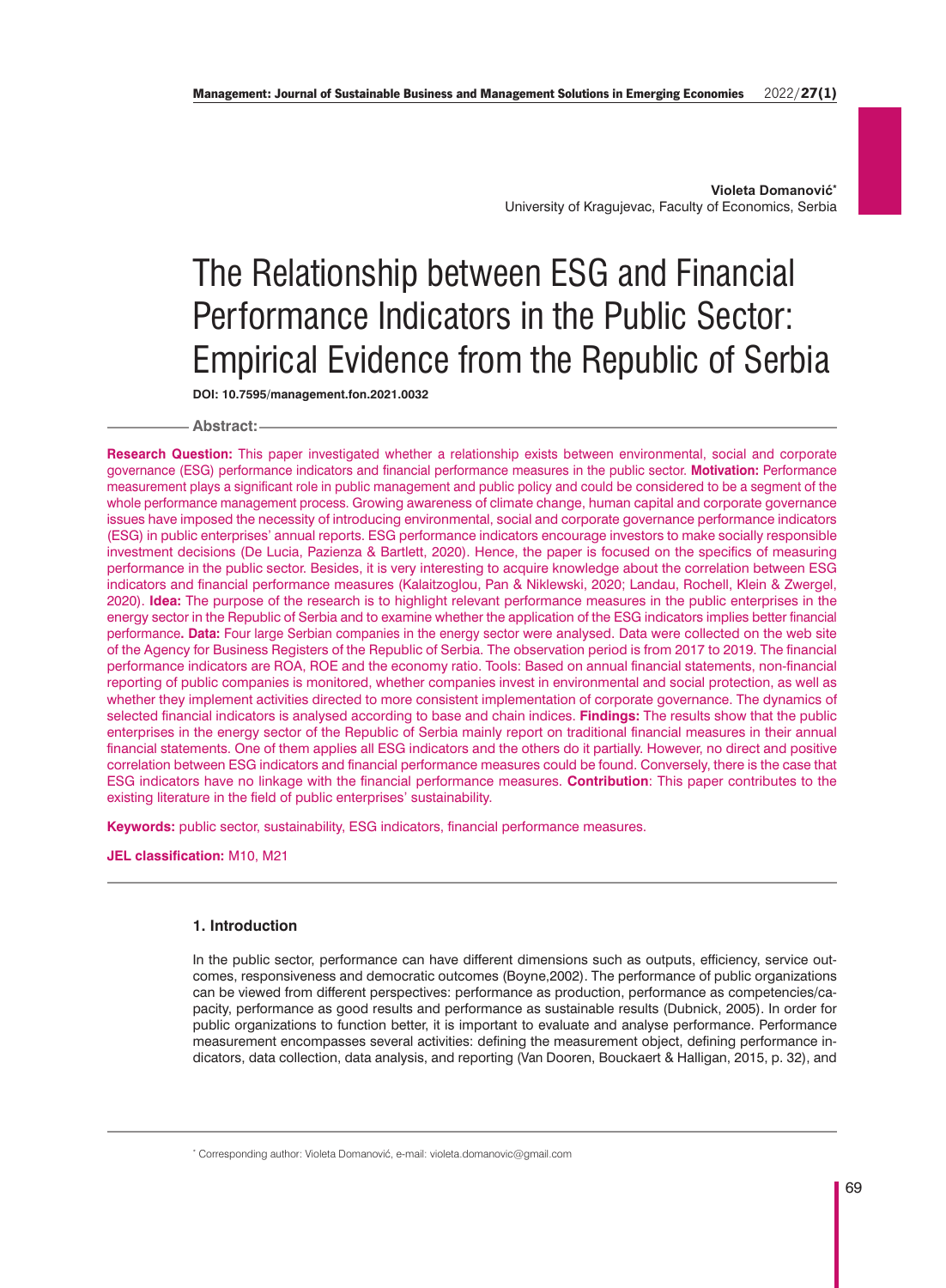**Violeta Domanović**[*]
University of Kragujevac, Faculty of Economics, Serbia

# The Relationship between ESG and Financial Performance Indicators in the Public Sector: Empirical Evidence from the Republic of Serbia

**DOI: 10.7595/management.fon.2021.0032**

## Abstract:

**Research Question:** This paper investigated whether a relationship exists between environmental, social and corporate governance (ESG) performance indicators and financial performance measures in the public sector. **Motivation:** Performance measurement plays a significant role in public management and public policy and could be considered to be a segment of the whole performance management process. Growing awareness of climate change, human capital and corporate governance issues have imposed the necessity of introducing environmental, social and corporate governance performance indicators (ESG) in public enterprises' annual reports. ESG performance indicators encourage investors to make socially responsible investment decisions (De Lucia, Pazienza & Bartlett, 2020). Hence, the paper is focused on the specifics of measuring performance in the public sector. Besides, it is very interesting to acquire knowledge about the correlation between ESG indicators and financial performance measures (Kalaitzoglou, Pan & Niklewski, 2020; Landau, Rochell, Klein & Zwergel, 2020). **Idea:** The purpose of the research is to highlight relevant performance measures in the public enterprises in the energy sector in the Republic of Serbia and to examine whether the application of the ESG indicators implies better financial performance**. Data:** Four large Serbian companies in the energy sector were analysed. Data were collected on the web site of the Agency for Business Registers of the Republic of Serbia. The observation period is from 2017 to 2019. The financial performance indicators are ROA, ROE and the economy ratio. Tools: Based on annual financial statements, non-financial reporting of public companies is monitored, whether companies invest in environmental and social protection, as well as whether they implement activities directed to more consistent implementation of corporate governance. The dynamics of selected financial indicators is analysed according to base and chain indices. **Findings:** The results show that the public enterprises in the energy sector of the Republic of Serbia mainly report on traditional financial measures in their annual financial statements. One of them applies all ESG indicators and the others do it partially. However, no direct and positive correlation between ESG indicators and financial performance measures could be found. Conversely, there is the case that ESG indicators have no linkage with the financial performance measures. **Contribution**: This paper contributes to the existing literature in the field of public enterprises' sustainability.

**Keywords:** public sector, sustainability, ESG indicators, financial performance measures.

**JEL classification:** M10, M21

## 1. Introduction

In the public sector, performance can have different dimensions such as outputs, efficiency, service outcomes, responsiveness and democratic outcomes (Boyne,2002). The performance of public organizations can be viewed from different perspectives: performance as production, performance as competencies/capacity, performance as good results and performance as sustainable results (Dubnick, 2005). In order for public organizations to function better, it is important to evaluate and analyse performance. Performance measurement encompasses several activities: defining the measurement object, defining performance indicators, data collection, data analysis, and reporting (Van Dooren, Bouckaert & Halligan, 2015, p. 32), and

[*] Corresponding author: Violeta Domanović, e-mail: violeta.domanovic@gmail.com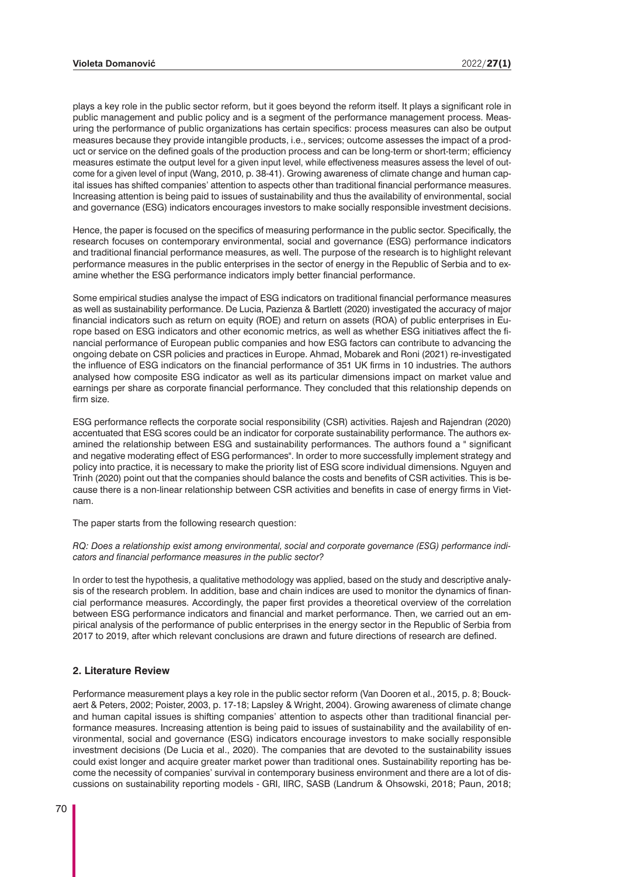plays a key role in the public sector reform, but it goes beyond the reform itself. It plays a significant role in public management and public policy and is a segment of the performance management process. Measuring the performance of public organizations has certain specifics: process measures can also be output measures because they provide intangible products, i.e., services; outcome assesses the impact of a product or service on the defined goals of the production process and can be long-term or short-term; efficiency measures estimate the output level for a given input level, while effectiveness measures assess the level of outcome for a given level of input (Wang, 2010, p. 38-41). Growing awareness of climate change and human capital issues has shifted companies' attention to aspects other than traditional financial performance measures. Increasing attention is being paid to issues of sustainability and thus the availability of environmental, social and governance (ESG) indicators encourages investors to make socially responsible investment decisions.

Hence, the paper is focused on the specifics of measuring performance in the public sector. Specifically, the research focuses on contemporary environmental, social and governance (ESG) performance indicators and traditional financial performance measures, as well. The purpose of the research is to highlight relevant performance measures in the public enterprises in the sector of energy in the Republic of Serbia and to examine whether the ESG performance indicators imply better financial performance.

Some empirical studies analyse the impact of ESG indicators on traditional financial performance measures as well as sustainability performance. De Lucia, Pazienza & Bartlett (2020) investigated the accuracy of major financial indicators such as return on equity (ROE) and return on assets (ROA) of public enterprises in Europe based on ESG indicators and other economic metrics, as well as whether ESG initiatives affect the financial performance of European public companies and how ESG factors can contribute to advancing the ongoing debate on CSR policies and practices in Europe. Ahmad, Mobarek and Roni (2021) re-investigated the influence of ESG indicators on the financial performance of 351 UK firms in 10 industries. The authors analysed how composite ESG indicator as well as its particular dimensions impact on market value and earnings per share as corporate financial performance. They concluded that this relationship depends on firm size.

ESG performance reflects the corporate social responsibility (CSR) activities. Rajesh and Rajendran (2020) accentuated that ESG scores could be an indicator for corporate sustainability performance. The authors examined the relationship between ESG and sustainability performances. The authors found a " significant and negative moderating effect of ESG performances". In order to more successfully implement strategy and policy into practice, it is necessary to make the priority list of ESG score individual dimensions. Nguyen and Trinh (2020) point out that the companies should balance the costs and benefits of CSR activities. This is because there is a non-linear relationship between CSR activities and benefits in case of energy firms in Vietnam.

The paper starts from the following research question:

*RQ: Does a relationship exist among environmental, social and corporate governance (ESG) performance indicators and financial performance measures in the public sector?*

In order to test the hypothesis, a qualitative methodology was applied, based on the study and descriptive analysis of the research problem. In addition, base and chain indices are used to monitor the dynamics of financial performance measures. Accordingly, the paper first provides a theoretical overview of the correlation between ESG performance indicators and financial and market performance. Then, we carried out an empirical analysis of the performance of public enterprises in the energy sector in the Republic of Serbia from 2017 to 2019, after which relevant conclusions are drawn and future directions of research are defined.

## 2. Literature Review

Performance measurement plays a key role in the public sector reform (Van Dooren et al., 2015, p. 8; Bouckaert & Peters, 2002; Poister, 2003, p. 17-18; Lapsley & Wright, 2004). Growing awareness of climate change and human capital issues is shifting companies' attention to aspects other than traditional financial performance measures. Increasing attention is being paid to issues of sustainability and the availability of environmental, social and governance (ESG) indicators encourage investors to make socially responsible investment decisions (De Lucia et al., 2020). The companies that are devoted to the sustainability issues could exist longer and acquire greater market power than traditional ones. Sustainability reporting has become the necessity of companies' survival in contemporary business environment and there are a lot of discussions on sustainability reporting models - GRI, IIRC, SASB (Landrum & Ohsowski, 2018; Paun, 2018;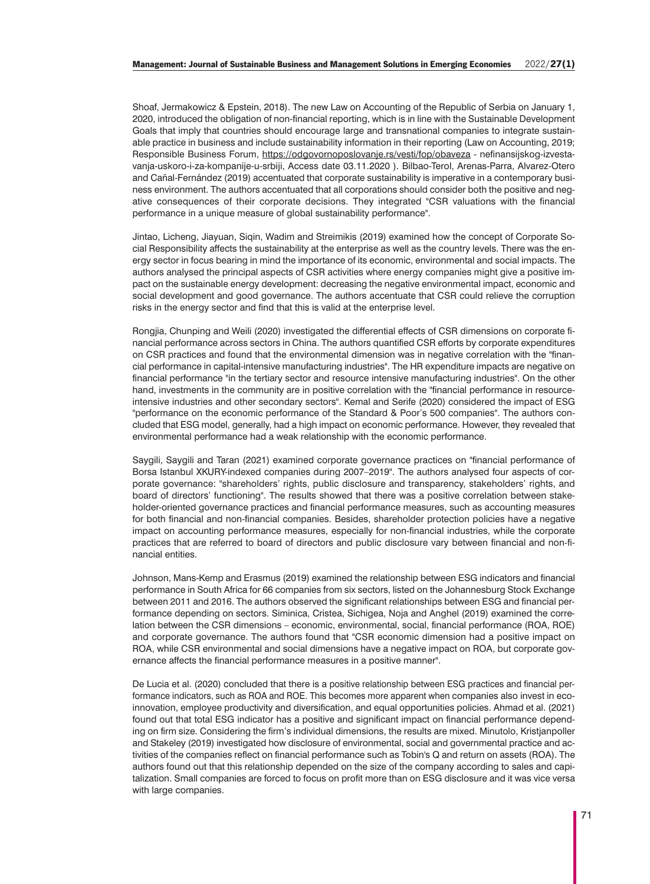Shoaf, Jermakowicz & Epstein, 2018). The new Law on Accounting of the Republic of Serbia on January 1, 2020, introduced the obligation of non-financial reporting, which is in line with the Sustainable Development Goals that imply that countries should encourage large and transnational companies to integrate sustainable practice in business and include sustainability information in their reporting (Law on Accounting, 2019; Responsible Business Forum, https://odgovornoposlovanje.rs/vesti/fop/obaveza - nefinansijskog-izvestavanja-uskoro-i-za-kompanije-u-srbiji, Access date 03.11.2020 ). Bilbao-Terol, Arenas-Parra, Alvarez-Otero and Cañal-Fernández (2019) accentuated that corporate sustainability is imperative in a contemporary business environment. The authors accentuated that all corporations should consider both the positive and negative consequences of their corporate decisions. They integrated "CSR valuations with the financial performance in a unique measure of global sustainability performance".

Jintao, Licheng, Jiayuan, Siqin, Wadim and Streimikis (2019) examined how the concept of Corporate Social Responsibility affects the sustainability at the enterprise as well as the country levels. There was the energy sector in focus bearing in mind the importance of its economic, environmental and social impacts. The authors analysed the principal aspects of CSR activities where energy companies might give a positive impact on the sustainable energy development: decreasing the negative environmental impact, economic and social development and good governance. The authors accentuate that CSR could relieve the corruption risks in the energy sector and find that this is valid at the enterprise level.

Rongjia, Chunping and Weili (2020) investigated the differential effects of CSR dimensions on corporate financial performance across sectors in China. The authors quantified CSR efforts by corporate expenditures on CSR practices and found that the environmental dimension was in negative correlation with the "financial performance in capital-intensive manufacturing industries". The HR expenditure impacts are negative on financial performance "in the tertiary sector and resource intensive manufacturing industries". On the other hand, investments in the community are in positive correlation with the "financial performance in resource-intensive industries and other secondary sectors". Kemal and Serife (2020) considered the impact of ESG "performance on the economic performance of the Standard & Poor's 500 companies". The authors concluded that ESG model, generally, had a high impact on economic performance. However, they revealed that environmental performance had a weak relationship with the economic performance.

Saygili, Saygili and Taran (2021) examined corporate governance practices on "financial performance of Borsa Istanbul XKURY-indexed companies during 2007–2019". The authors analysed four aspects of corporate governance: "shareholders' rights, public disclosure and transparency, stakeholders' rights, and board of directors' functioning". The results showed that there was a positive correlation between stakeholder-oriented governance practices and financial performance measures, such as accounting measures for both financial and non-financial companies. Besides, shareholder protection policies have a negative impact on accounting performance measures, especially for non-financial industries, while the corporate practices that are referred to board of directors and public disclosure vary between financial and non-financial entities.

Johnson, Mans-Kemp and Erasmus (2019) examined the relationship between ESG indicators and financial performance in South Africa for 66 companies from six sectors, listed on the Johannesburg Stock Exchange between 2011 and 2016. The authors observed the significant relationships between ESG and financial performance depending on sectors. Siminica, Cristea, Sichigea, Noja and Anghel (2019) examined the correlation between the CSR dimensions – economic, environmental, social, financial performance (ROA, ROE) and corporate governance. The authors found that "CSR economic dimension had a positive impact on ROA, while CSR environmental and social dimensions have a negative impact on ROA, but corporate governance affects the financial performance measures in a positive manner".

De Lucia et al. (2020) concluded that there is a positive relationship between ESG practices and financial performance indicators, such as ROA and ROE. This becomes more apparent when companies also invest in eco-innovation, employee productivity and diversification, and equal opportunities policies. Ahmad et al. (2021) found out that total ESG indicator has a positive and significant impact on financial performance depending on firm size. Considering the firm's individual dimensions, the results are mixed. Minutolo, Kristjanpoller and Stakeley (2019) investigated how disclosure of environmental, social and governmental practice and activities of the companies reflect on financial performance such as Tobin's Q and return on assets (ROA). The authors found out that this relationship depended on the size of the company according to sales and capitalization. Small companies are forced to focus on profit more than on ESG disclosure and it was vice versa with large companies.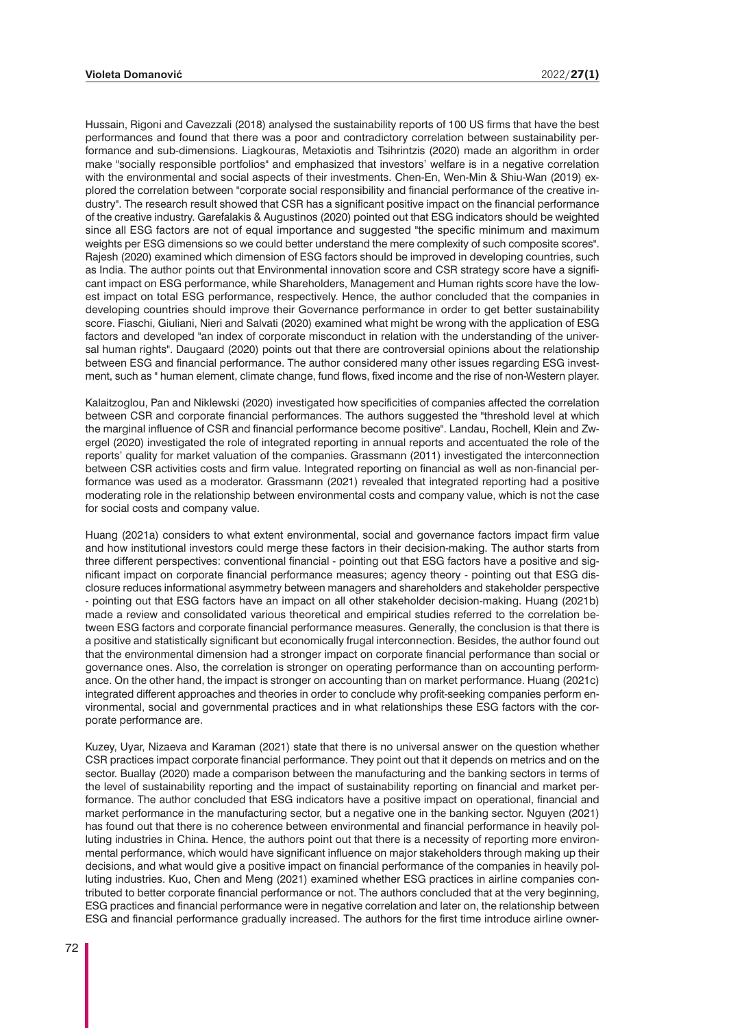Hussain, Rigoni and Cavezzali (2018) analysed the sustainability reports of 100 US firms that have the best performances and found that there was a poor and contradictory correlation between sustainability performance and sub-dimensions. Liagkouras, Metaxiotis and Tsihrintzis (2020) made an algorithm in order make "socially responsible portfolios" and emphasized that investors' welfare is in a negative correlation with the environmental and social aspects of their investments. Chen-En, Wen-Min & Shiu-Wan (2019) explored the correlation between "corporate social responsibility and financial performance of the creative industry". The research result showed that CSR has a significant positive impact on the financial performance of the creative industry. Garefalakis & Augustinos (2020) pointed out that ESG indicators should be weighted since all ESG factors are not of equal importance and suggested "the specific minimum and maximum weights per ESG dimensions so we could better understand the mere complexity of such composite scores". Rajesh (2020) examined which dimension of ESG factors should be improved in developing countries, such as India. The author points out that Environmental innovation score and CSR strategy score have a significant impact on ESG performance, while Shareholders, Management and Human rights score have the lowest impact on total ESG performance, respectively. Hence, the author concluded that the companies in developing countries should improve their Governance performance in order to get better sustainability score. Fiaschi, Giuliani, Nieri and Salvati (2020) examined what might be wrong with the application of ESG factors and developed "an index of corporate misconduct in relation with the understanding of the universal human rights". Daugaard (2020) points out that there are controversial opinions about the relationship between ESG and financial performance. The author considered many other issues regarding ESG investment, such as " human element, climate change, fund flows, fixed income and the rise of non-Western player.

Kalaitzoglou, Pan and Niklewski (2020) investigated how specificities of companies affected the correlation between CSR and corporate financial performances. The authors suggested the "threshold level at which the marginal influence of CSR and financial performance become positive". Landau, Rochell, Klein and Zwergel (2020) investigated the role of integrated reporting in annual reports and accentuated the role of the reports' quality for market valuation of the companies. Grassmann (2011) investigated the interconnection between CSR activities costs and firm value. Integrated reporting on financial as well as non-financial performance was used as a moderator. Grassmann (2021) revealed that integrated reporting had a positive moderating role in the relationship between environmental costs and company value, which is not the case for social costs and company value.

Huang (2021a) considers to what extent environmental, social and governance factors impact firm value and how institutional investors could merge these factors in their decision-making. The author starts from three different perspectives: conventional financial - pointing out that ESG factors have a positive and significant impact on corporate financial performance measures; agency theory - pointing out that ESG disclosure reduces informational asymmetry between managers and shareholders and stakeholder perspective - pointing out that ESG factors have an impact on all other stakeholder decision-making. Huang (2021b) made a review and consolidated various theoretical and empirical studies referred to the correlation between ESG factors and corporate financial performance measures. Generally, the conclusion is that there is a positive and statistically significant but economically frugal interconnection. Besides, the author found out that the environmental dimension had a stronger impact on corporate financial performance than social or governance ones. Also, the correlation is stronger on operating performance than on accounting performance. On the other hand, the impact is stronger on accounting than on market performance. Huang (2021c) integrated different approaches and theories in order to conclude why profit-seeking companies perform environmental, social and governmental practices and in what relationships these ESG factors with the corporate performance are.

Kuzey, Uyar, Nizaeva and Karaman (2021) state that there is no universal answer on the question whether CSR practices impact corporate financial performance. They point out that it depends on metrics and on the sector. Buallay (2020) made a comparison between the manufacturing and the banking sectors in terms of the level of sustainability reporting and the impact of sustainability reporting on financial and market performance. The author concluded that ESG indicators have a positive impact on operational, financial and market performance in the manufacturing sector, but a negative one in the banking sector. Nguyen (2021) has found out that there is no coherence between environmental and financial performance in heavily polluting industries in China. Hence, the authors point out that there is a necessity of reporting more environmental performance, which would have significant influence on major stakeholders through making up their decisions, and what would give a positive impact on financial performance of the companies in heavily polluting industries. Kuo, Chen and Meng (2021) examined whether ESG practices in airline companies contributed to better corporate financial performance or not. The authors concluded that at the very beginning, ESG practices and financial performance were in negative correlation and later on, the relationship between ESG and financial performance gradually increased. The authors for the first time introduce airline owner-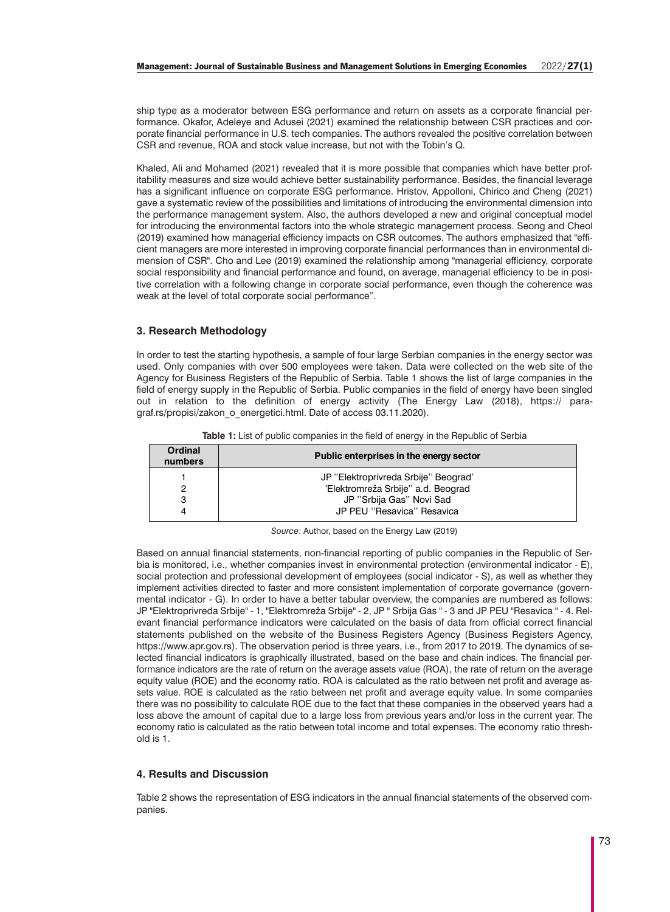ship type as a moderator between ESG performance and return on assets as a corporate financial performance. Okafor, Adeleye and Adusei (2021) examined the relationship between CSR practices and corporate financial performance in U.S. tech companies. The authors revealed the positive correlation between CSR and revenue, ROA and stock value increase, but not with the Tobin's Q.

Khaled, Ali and Mohamed (2021) revealed that it is more possible that companies which have better profitability measures and size would achieve better sustainability performance. Besides, the financial leverage has a significant influence on corporate ESG performance. Hristov, Appolloni, Chirico and Cheng (2021) gave a systematic review of the possibilities and limitations of introducing the environmental dimension into the performance management system. Also, the authors developed a new and original conceptual model for introducing the environmental factors into the whole strategic management process. Seong and Cheol (2019) examined how managerial efficiency impacts on CSR outcomes. The authors emphasized that "efficient managers are more interested in improving corporate financial performances than in environmental dimension of CSR". Cho and Lee (2019) examined the relationship among "managerial efficiency, corporate social responsibility and financial performance and found, on average, managerial efficiency to be in positive correlation with a following change in corporate social performance, even though the coherence was weak at the level of total corporate social performance".

## 3. Research Methodology

In order to test the starting hypothesis, a sample of four large Serbian companies in the energy sector was used. Only companies with over 500 employees were taken. Data were collected on the web site of the Agency for Business Registers of the Republic of Serbia. Table 1 shows the list of large companies in the field of energy supply in the Republic of Serbia. Public companies in the field of energy have been singled out in relation to the definition of energy activity (The Energy Law (2018), https:// paragraf.rs/propisi/zakon_o_energetici.html. Date of access 03.11.2020).

**Table 1:** List of public companies in the field of energy in the Republic of Serbia

| Ordinal numbers | Public enterprises in the energy sector |
|---|---|
| 1 | JP ''Elektroprivreda Srbije'' Beograd' |
| 2 | 'Elektromreža Srbije'' a.d. Beograd |
| 3 | JP ''Srbija Gas'' Novi Sad |
| 4 | JP PEU ''Resavica'' Resavica |

*Source*: Author, based on the Energy Law (2019)

Based on annual financial statements, non-financial reporting of public companies in the Republic of Serbia is monitored, i.e., whether companies invest in environmental protection (environmental indicator - E), social protection and professional development of employees (social indicator - S), as well as whether they implement activities directed to faster and more consistent implementation of corporate governance (governmental indicator - G). In order to have a better tabular overview, the companies are numbered as follows: JP "Elektroprivreda Srbije" - 1, "Elektromreža Srbije" - 2, JP " Srbija Gas " - 3 and JP PEU "Resavica " - 4. Relevant financial performance indicators were calculated on the basis of data from official correct financial statements published on the website of the Business Registers Agency (Business Registers Agency, https://www.apr.gov.rs). The observation period is three years, i.e., from 2017 to 2019. The dynamics of selected financial indicators is graphically illustrated, based on the base and chain indices. The financial performance indicators are the rate of return on the average assets value (ROA), the rate of return on the average equity value (ROE) and the economy ratio. ROA is calculated as the ratio between net profit and average assets value. ROE is calculated as the ratio between net profit and average equity value. In some companies there was no possibility to calculate ROE due to the fact that these companies in the observed years had a loss above the amount of capital due to a large loss from previous years and/or loss in the current year. The economy ratio is calculated as the ratio between total income and total expenses. The economy ratio threshold is 1.

## 4. Results and Discussion

Table 2 shows the representation of ESG indicators in the annual financial statements of the observed companies.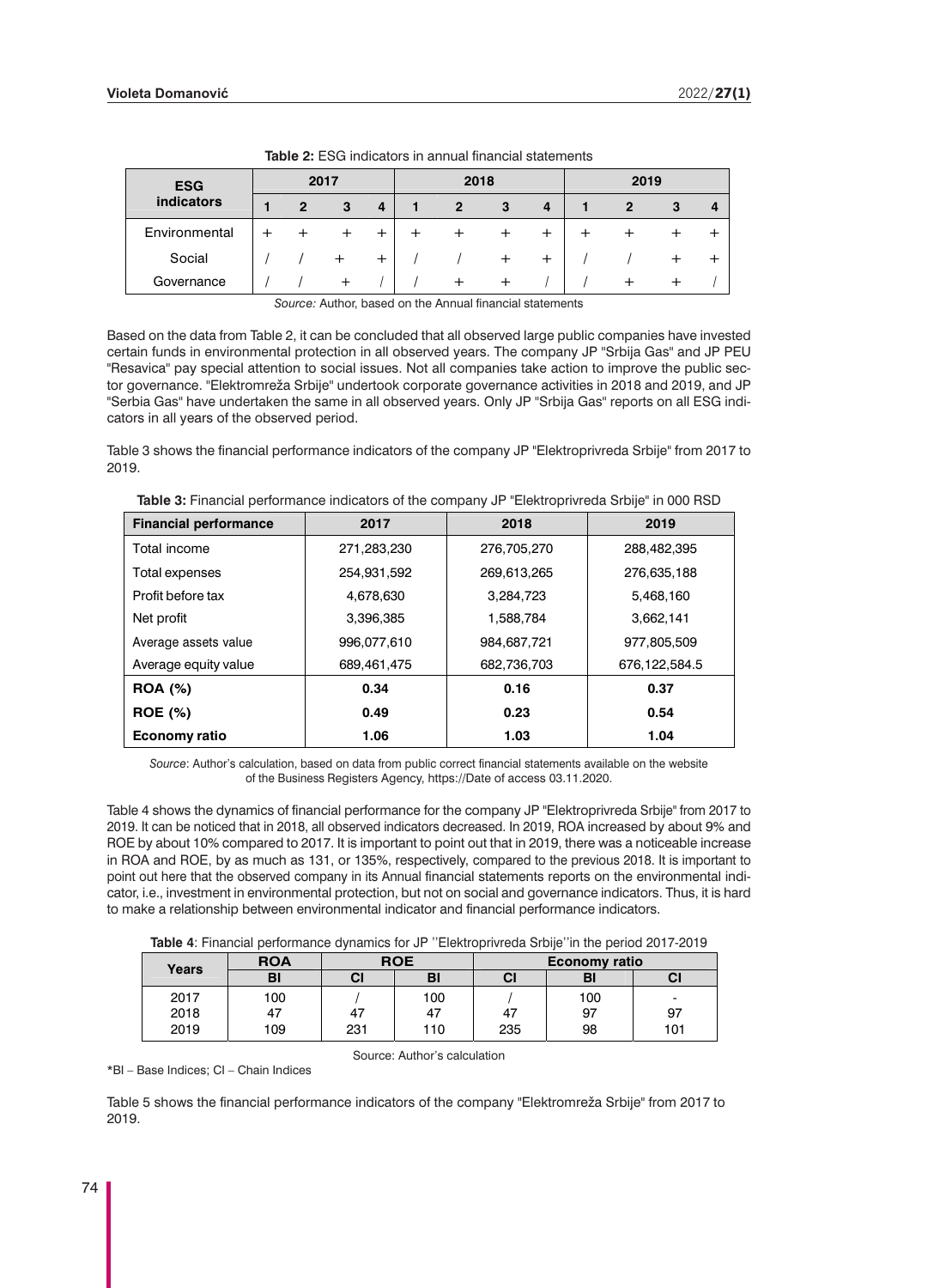**Table 2:** ESG indicators in annual financial statements

| ESG indicators | 2017 | | | | 2018 | | | | 2019 | | | |
|---|---|---|---|---|---|---|---|---|---|---|---|---|
| | 1 | 2 | 3 | 4 | 1 | 2 | 3 | 4 | 1 | 2 | 3 | 4 |
| Environmental | + | + | + | + | + | + | + | + | + | + | + | + |
| Social | / | / | + | + | / | / | + | + | / | / | + | + |
| Governance | / | / | + | / | / | + | + | / | / | + | + | / |

*Source:* Author, based on the Annual financial statements

Based on the data from Table 2, it can be concluded that all observed large public companies have invested certain funds in environmental protection in all observed years. The company JP "Srbija Gas" and JP PEU "Resavica" pay special attention to social issues. Not all companies take action to improve the public sector governance. "Elektromreža Srbije" undertook corporate governance activities in 2018 and 2019, and JP "Serbia Gas" have undertaken the same in all observed years. Only JP "Srbija Gas" reports on all ESG indicators in all years of the observed period.

Table 3 shows the financial performance indicators of the company JP "Elektroprivreda Srbije" from 2017 to 2019.

**Table 3:** Financial performance indicators of the company JP "Elektroprivreda Srbije" in 000 RSD

| Financial performance | 2017 | 2018 | 2019 |
|---|---|---|---|
| Total income | 271,283,230 | 276,705,270 | 288,482,395 |
| Total expenses | 254,931,592 | 269,613,265 | 276,635,188 |
| Profit before tax | 4,678,630 | 3,284,723 | 5,468,160 |
| Net profit | 3,396,385 | 1,588,784 | 3,662,141 |
| Average assets value | 996,077,610 | 984,687,721 | 977,805,509 |
| Average equity value | 689,461,475 | 682,736,703 | 676,122,584.5 |
| **ROA (%)** | **0.34** | **0.16** | **0.37** |
| **ROE (%)** | **0.49** | **0.23** | **0.54** |
| **Economy ratio** | **1.06** | **1.03** | **1.04** |

*Source*: Author's calculation, based on data from public correct financial statements available on the website of the Business Registers Agency, https://Date of access 03.11.2020.

Table 4 shows the dynamics of financial performance for the company JP "Elektroprivreda Srbije" from 2017 to 2019. It can be noticed that in 2018, all observed indicators decreased. In 2019, ROA increased by about 9% and ROE by about 10% compared to 2017. It is important to point out that in 2019, there was a noticeable increase in ROA and ROE, by as much as 131, or 135%, respectively, compared to the previous 2018. It is important to point out here that the observed company in its Annual financial statements reports on the environmental indicator, i.e., investment in environmental protection, but not on social and governance indicators. Thus, it is hard to make a relationship between environmental indicator and financial performance indicators.

**Table 4**: Financial performance dynamics for JP ''Elektroprivreda Srbije''in the period 2017-2019

| Years | ROA | ROE | | Economy ratio | | |
|---|---|---|---|---|---|---|
| | BI | CI | BI | CI | BI | CI |
| 2017 | 100 | / | 100 | / | 100 | - |
| 2018 | 47 | 47 | 47 | 47 | 97 | 97 |
| 2019 | 109 | 231 | 110 | 235 | 98 | 101 |

Source: Author's calculation

*BI – Base Indices; CI – Chain Indices

Table 5 shows the financial performance indicators of the company "Elektromreža Srbije" from 2017 to 2019.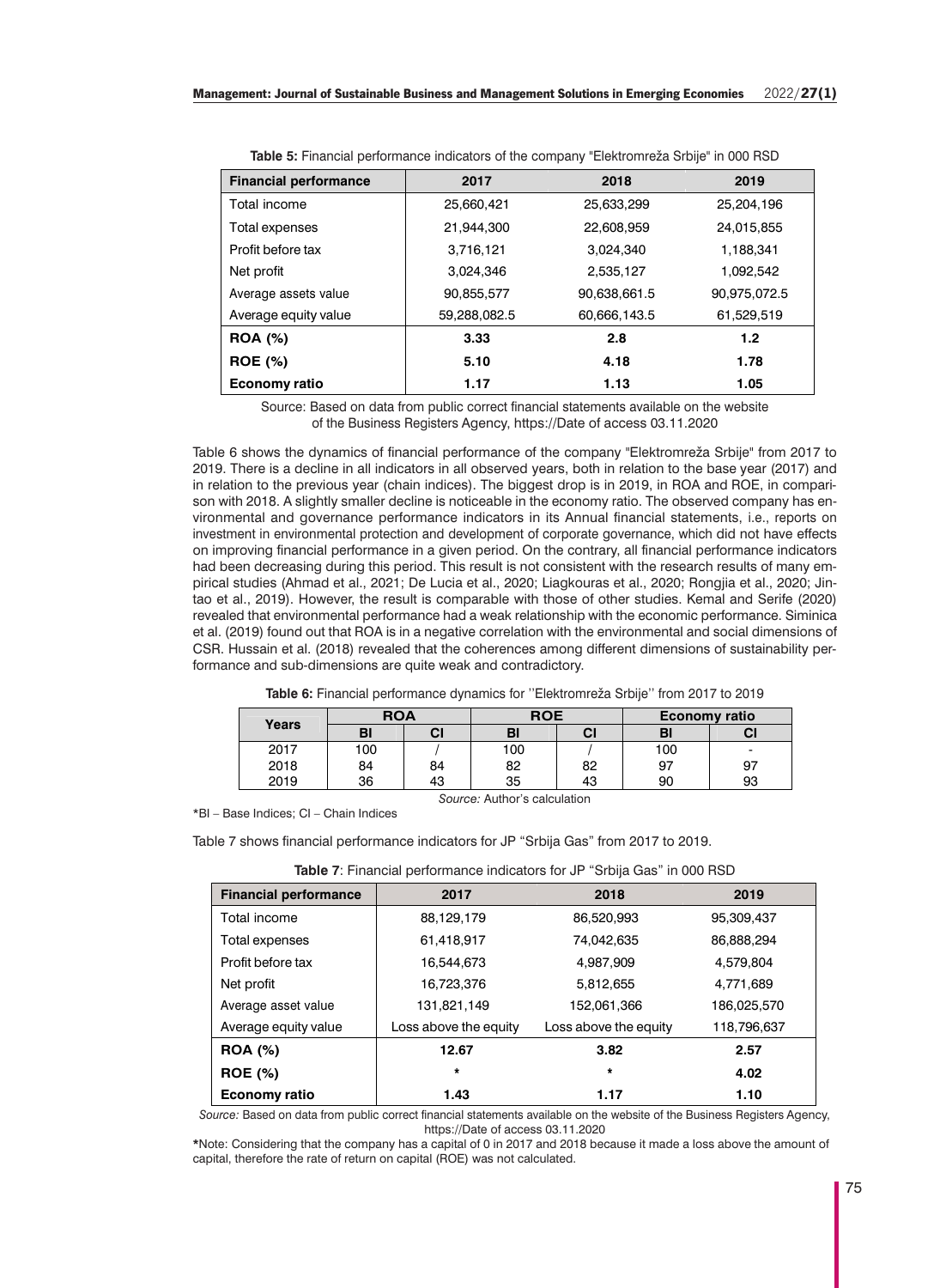**Table 5:** Financial performance indicators of the company "Elektromreža Srbije" in 000 RSD

| Financial performance | 2017 | 2018 | 2019 |
|---|---|---|---|
| Total income | 25,660,421 | 25,633,299 | 25,204,196 |
| Total expenses | 21,944,300 | 22,608,959 | 24,015,855 |
| Profit before tax | 3,716,121 | 3,024,340 | 1,188,341 |
| Net profit | 3,024,346 | 2,535,127 | 1,092,542 |
| Average assets value | 90,855,577 | 90,638,661.5 | 90,975,072.5 |
| Average equity value | 59,288,082.5 | 60,666,143.5 | 61,529,519 |
| **ROA (%)** | **3.33** | **2.8** | **1.2** |
| **ROE (%)** | **5.10** | **4.18** | **1.78** |
| **Economy ratio** | **1.17** | **1.13** | **1.05** |

Source: Based on data from public correct financial statements available on the website of the Business Registers Agency, https://Date of access 03.11.2020

Table 6 shows the dynamics of financial performance of the company "Elektromreža Srbije" from 2017 to 2019. There is a decline in all indicators in all observed years, both in relation to the base year (2017) and in relation to the previous year (chain indices). The biggest drop is in 2019, in ROA and ROE, in comparison with 2018. A slightly smaller decline is noticeable in the economy ratio. The observed company has environmental and governance performance indicators in its Annual financial statements, i.e., reports on investment in environmental protection and development of corporate governance, which did not have effects on improving financial performance in a given period. On the contrary, all financial performance indicators had been decreasing during this period. This result is not consistent with the research results of many empirical studies (Ahmad et al., 2021; De Lucia et al., 2020; Liagkouras et al., 2020; Rongjia et al., 2020; Jintao et al., 2019). However, the result is comparable with those of other studies. Kemal and Serife (2020) revealed that environmental performance had a weak relationship with the economic performance. Siminica et al. (2019) found out that ROA is in a negative correlation with the environmental and social dimensions of CSR. Hussain et al. (2018) revealed that the coherences among different dimensions of sustainability performance and sub-dimensions are quite weak and contradictory.

**Table 6:** Financial performance dynamics for ''Elektromreža Srbije'' from 2017 to 2019

| Years | ROA | | ROE | | Economy ratio | |
|---|---|---|---|---|---|---|
| | BI | CI | BI | CI | BI | CI |
| 2017 | 100 | / | 100 | / | 100 | - |
| 2018 | 84 | 84 | 82 | 82 | 97 | 97 |
| 2019 | 36 | 43 | 35 | 43 | 90 | 93 |

*Source:* Author's calculation

*BI – Base Indices; CI – Chain Indices

Table 7 shows financial performance indicators for JP "Srbija Gas" from 2017 to 2019.

**Table 7**: Financial performance indicators for JP "Srbija Gas" in 000 RSD

| Financial performance | 2017 | 2018 | 2019 |
|---|---|---|---|
| Total income | 88,129,179 | 86,520,993 | 95,309,437 |
| Total expenses | 61,418,917 | 74,042,635 | 86,888,294 |
| Profit before tax | 16,544,673 | 4,987,909 | 4,579,804 |
| Net profit | 16,723,376 | 5,812,655 | 4,771,689 |
| Average asset value | 131,821,149 | 152,061,366 | 186,025,570 |
| Average equity value | Loss above the equity | Loss above the equity | 118,796,637 |
| **ROA (%)** | **12.67** | **3.82** | **2.57** |
| **ROE (%)** | * | * | **4.02** |
| **Economy ratio** | **1.43** | **1.17** | **1.10** |

*Source:* Based on data from public correct financial statements available on the website of the Business Registers Agency, https://Date of access 03.11.2020

***Note:** Considering that the company has a capital of 0 in 2017 and 2018 because it made a loss above the amount of capital, therefore the rate of return on capital (ROE) was not calculated.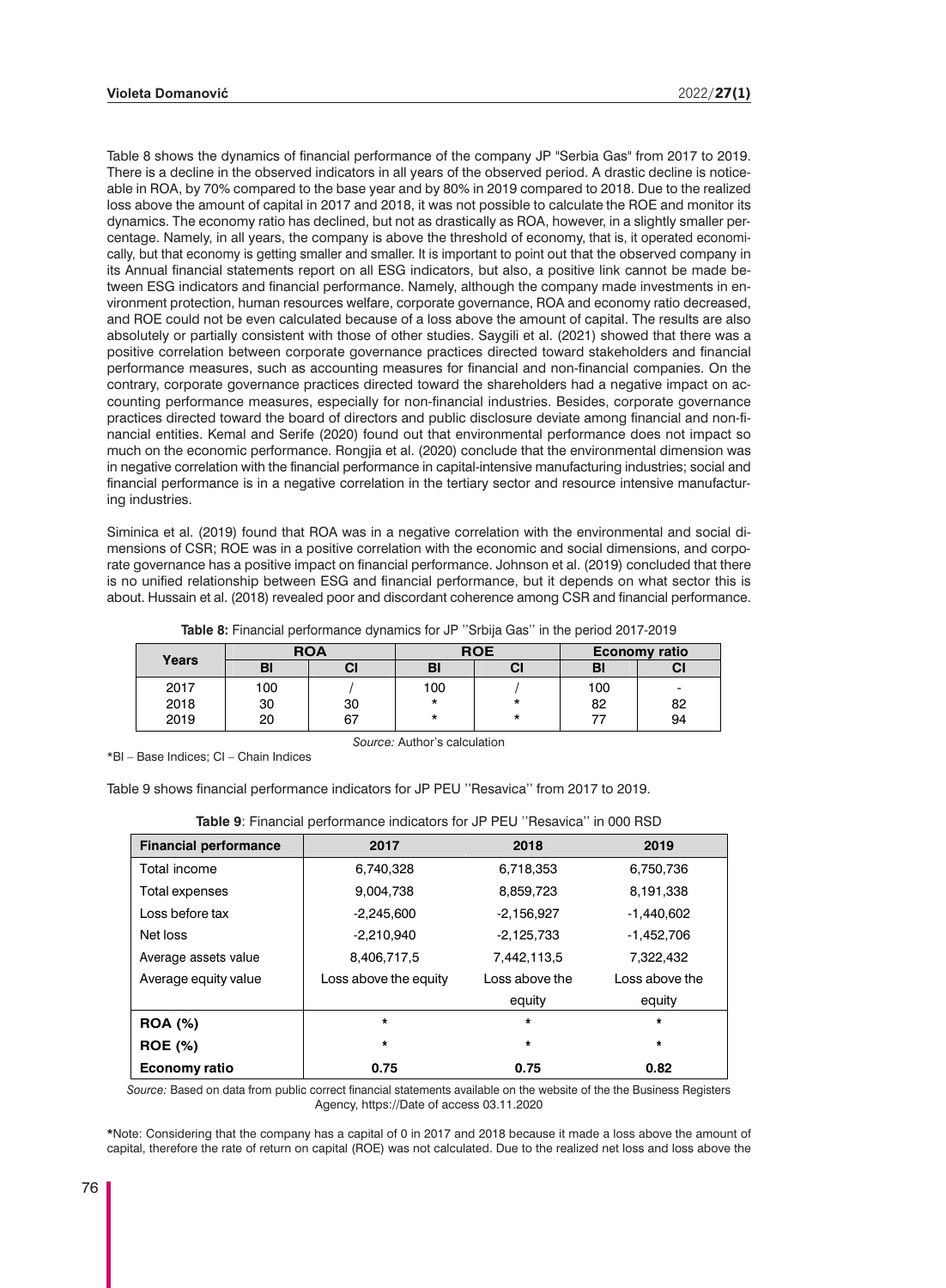Table 8 shows the dynamics of financial performance of the company JP "Serbia Gas" from 2017 to 2019. There is a decline in the observed indicators in all years of the observed period. A drastic decline is noticeable in ROA, by 70% compared to the base year and by 80% in 2019 compared to 2018. Due to the realized loss above the amount of capital in 2017 and 2018, it was not possible to calculate the ROE and monitor its dynamics. The economy ratio has declined, but not as drastically as ROA, however, in a slightly smaller percentage. Namely, in all years, the company is above the threshold of economy, that is, it operated economically, but that economy is getting smaller and smaller. It is important to point out that the observed company in its Annual financial statements report on all ESG indicators, but also, a positive link cannot be made between ESG indicators and financial performance. Namely, although the company made investments in environment protection, human resources welfare, corporate governance, ROA and economy ratio decreased, and ROE could not be even calculated because of a loss above the amount of capital. The results are also absolutely or partially consistent with those of other studies. Saygili et al. (2021) showed that there was a positive correlation between corporate governance practices directed toward stakeholders and financial performance measures, such as accounting measures for financial and non-financial companies. On the contrary, corporate governance practices directed toward the shareholders had a negative impact on accounting performance measures, especially for non-financial industries. Besides, corporate governance practices directed toward the board of directors and public disclosure deviate among financial and non-financial entities. Kemal and Serife (2020) found out that environmental performance does not impact so much on the economic performance. Rongjia et al. (2020) conclude that the environmental dimension was in negative correlation with the financial performance in capital-intensive manufacturing industries; social and financial performance is in a negative correlation in the tertiary sector and resource intensive manufacturing industries.

Siminica et al. (2019) found that ROA was in a negative correlation with the environmental and social dimensions of CSR; ROE was in a positive correlation with the economic and social dimensions, and corporate governance has a positive impact on financial performance. Johnson et al. (2019) concluded that there is no unified relationship between ESG and financial performance, but it depends on what sector this is about. Hussain et al. (2018) revealed poor and discordant coherence among CSR and financial performance.

**Table 8:** Financial performance dynamics for JP ''Srbija Gas'' in the period 2017-2019

| Years | ROA | | ROE | | Economy ratio | |
|---|---|---|---|---|---|---|
| | BI | CI | BI | CI | BI | CI |
| 2017 | 100 | / | 100 | / | 100 | - |
| 2018 | 30 | 30 | * | * | 82 | 82 |
| 2019 | 20 | 67 | * | * | 77 | 94 |

*Source:* Author's calculation

*BI – Base Indices; CI – Chain Indices

Table 9 shows financial performance indicators for JP PEU ''Resavica'' from 2017 to 2019.

**Table 9**: Financial performance indicators for JP PEU ''Resavica'' in 000 RSD

| Financial performance | 2017 | 2018 | 2019 |
|---|---|---|---|
| Total income | 6,740,328 | 6,718,353 | 6,750,736 |
| Total expenses | 9,004,738 | 8,859,723 | 8,191,338 |
| Loss before tax | -2,245,600 | -2,156,927 | -1,440,602 |
| Net loss | -2,210,940 | -2,125,733 | -1,452,706 |
| Average assets value | 8,406,717,5 | 7,442,113,5 | 7,322,432 |
| Average equity value | Loss above the equity | Loss above the equity | Loss above the equity |
| **ROA (%)** | * | * | * |
| **ROE (%)** | * | * | * |
| **Economy ratio** | **0.75** | **0.75** | **0.82** |

*Source:* Based on data from public correct financial statements available on the website of the the Business Registers Agency, https://Date of access 03.11.2020

*Note: Considering that the company has a capital of 0 in 2017 and 2018 because it made a loss above the amount of capital, therefore the rate of return on capital (ROE) was not calculated. Due to the realized net loss and loss above the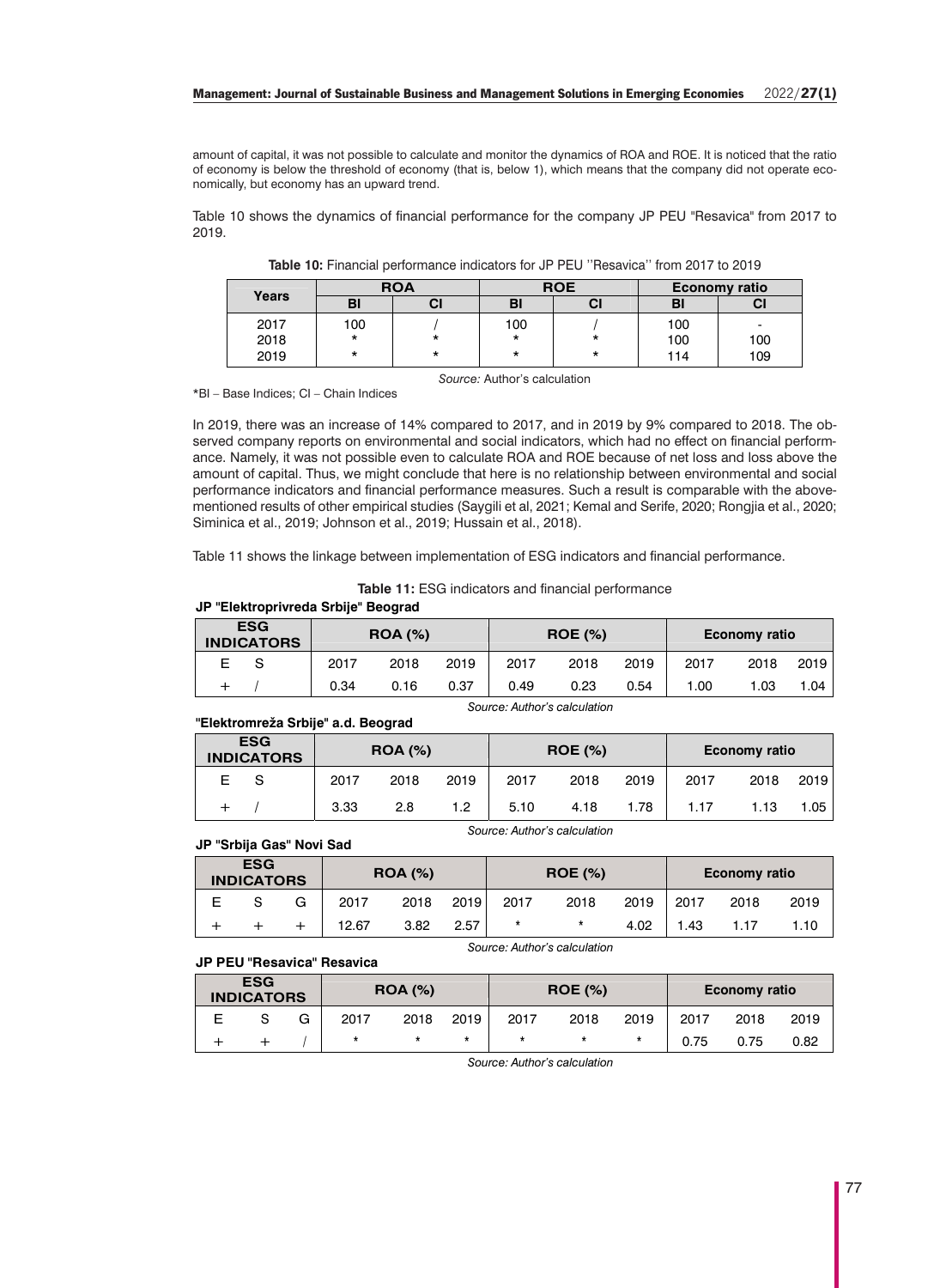amount of capital, it was not possible to calculate and monitor the dynamics of ROA and ROE. It is noticed that the ratio of economy is below the threshold of economy (that is, below 1), which means that the company did not operate economically, but economy has an upward trend.

Table 10 shows the dynamics of financial performance for the company JP PEU "Resavica" from 2017 to 2019.

**Table 10:** Financial performance indicators for JP PEU ''Resavica'' from 2017 to 2019

| Years | ROA | | ROE | | Economy ratio | |
|---|---|---|---|---|---|---|
| | BI | CI | BI | CI | BI | CI |
| 2017 | 100 | / | 100 | / | 100 | - |
| 2018 | * | * | * | * | 100 | 100 |
| 2019 | * | * | * | * | 114 | 109 |

*Source:* Author's calculation

*BI – Base Indices; CI – Chain Indices

In 2019, there was an increase of 14% compared to 2017, and in 2019 by 9% compared to 2018. The observed company reports on environmental and social indicators, which had no effect on financial performance. Namely, it was not possible even to calculate ROA and ROE because of net loss and loss above the amount of capital. Thus, we might conclude that here is no relationship between environmental and social performance indicators and financial performance measures. Such a result is comparable with the above-mentioned results of other empirical studies (Saygili et al, 2021; Kemal and Serife, 2020; Rongjia et al., 2020; Siminica et al., 2019; Johnson et al., 2019; Hussain et al., 2018).

Table 11 shows the linkage between implementation of ESG indicators and financial performance.

**Table 11:** ESG indicators and financial performance

**JP "Elektroprivreda Srbije" Beograd**

| ESG INDICATORS | | ROA (%) | | | ROE (%) | | | Economy ratio | | |
|---|---|---|---|---|---|---|---|---|---|---|
| E | S | 2017 | 2018 | 2019 | 2017 | 2018 | 2019 | 2017 | 2018 | 2019 |
| + | / | 0.34 | 0.16 | 0.37 | 0.49 | 0.23 | 0.54 | 1.00 | 1.03 | 1.04 |

*Source: Author's calculation*

**"Elektromreža Srbije" a.d. Beograd**

| ESG INDICATORS | | ROA (%) | | | ROE (%) | | | Economy ratio | | |
|---|---|---|---|---|---|---|---|---|---|---|
| E | S | 2017 | 2018 | 2019 | 2017 | 2018 | 2019 | 2017 | 2018 | 2019 |
| + | / | 3.33 | 2.8 | 1.2 | 5.10 | 4.18 | 1.78 | 1.17 | 1.13 | 1.05 |

*Source: Author's calculation*

**JP "Srbija Gas" Novi Sad**

| ESG INDICATORS | | | ROA (%) | | | ROE (%) | | | Economy ratio | | |
|---|---|---|---|---|---|---|---|---|---|---|---|
| E | S | G | 2017 | 2018 | 2019 | 2017 | 2018 | 2019 | 2017 | 2018 | 2019 |
| + | + | + | 12.67 | 3.82 | 2.57 | * | * | 4.02 | 1.43 | 1.17 | 1.10 |

*Source: Author's calculation*

**JP PEU "Resavica" Resavica**

| ESG INDICATORS | | | ROA (%) | | | ROE (%) | | | Economy ratio | | |
|---|---|---|---|---|---|---|---|---|---|---|---|
| E | S | G | 2017 | 2018 | 2019 | 2017 | 2018 | 2019 | 2017 | 2018 | 2019 |
| + | + | / | * | * | * | * | * | * | 0.75 | 0.75 | 0.82 |

*Source: Author's calculation*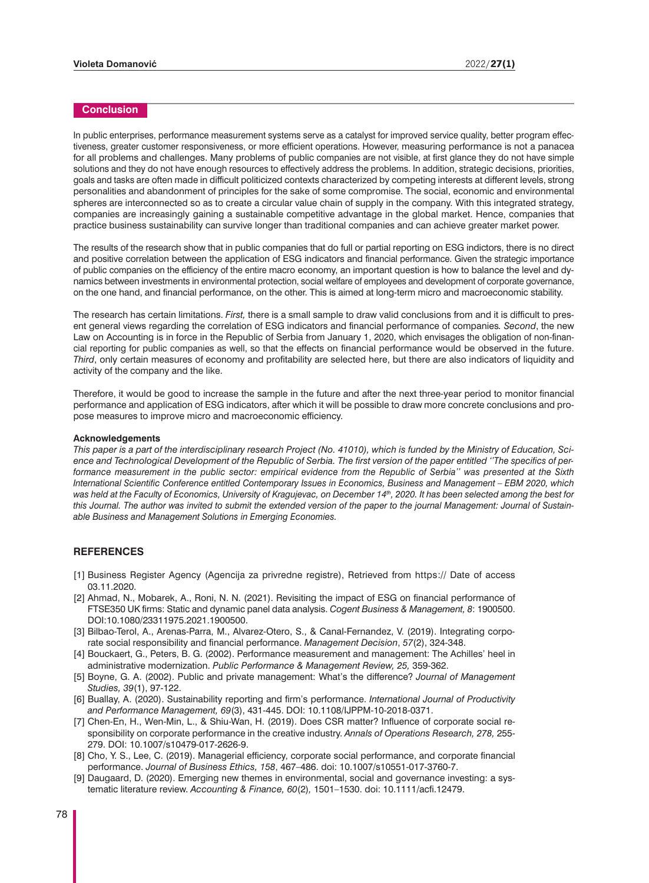## Conclusion

In public enterprises, performance measurement systems serve as a catalyst for improved service quality, better program effectiveness, greater customer responsiveness, or more efficient operations. However, measuring performance is not a panacea for all problems and challenges. Many problems of public companies are not visible, at first glance they do not have simple solutions and they do not have enough resources to effectively address the problems. In addition, strategic decisions, priorities, goals and tasks are often made in difficult politicized contexts characterized by competing interests at different levels, strong personalities and abandonment of principles for the sake of some compromise. The social, economic and environmental spheres are interconnected so as to create a circular value chain of supply in the company. With this integrated strategy, companies are increasingly gaining a sustainable competitive advantage in the global market. Hence, companies that practice business sustainability can survive longer than traditional companies and can achieve greater market power.

The results of the research show that in public companies that do full or partial reporting on ESG indictors, there is no direct and positive correlation between the application of ESG indicators and financial performance. Given the strategic importance of public companies on the efficiency of the entire macro economy, an important question is how to balance the level and dynamics between investments in environmental protection, social welfare of employees and development of corporate governance, on the one hand, and financial performance, on the other. This is aimed at long-term micro and macroeconomic stability.

The research has certain limitations. *First,* there is a small sample to draw valid conclusions from and it is difficult to present general views regarding the correlation of ESG indicators and financial performance of companies. *Second*, the new Law on Accounting is in force in the Republic of Serbia from January 1, 2020, which envisages the obligation of non-financial reporting for public companies as well, so that the effects on financial performance would be observed in the future. *Third*, only certain measures of economy and profitability are selected here, but there are also indicators of liquidity and activity of the company and the like.

Therefore, it would be good to increase the sample in the future and after the next three-year period to monitor financial performance and application of ESG indicators, after which it will be possible to draw more concrete conclusions and propose measures to improve micro and macroeconomic efficiency.

**Acknowledgements**

*This paper is a part of the interdisciplinary research Project (No. 41010), which is funded by the Ministry of Education, Science and Technological Development of the Republic of Serbia. The first version of the paper entitled ''The specifics of performance measurement in the public sector: empirical evidence from the Republic of Serbia'' was presented at the Sixth International Scientific Conference entitled Contemporary Issues in Economics, Business and Management – EBM 2020, which was held at the Faculty of Economics, University of Kragujevac, on December 14th, 2020. It has been selected among the best for this Journal. The author was invited to submit the extended version of the paper to the journal Management: Journal of Sustainable Business and Management Solutions in Emerging Economies.*

## REFERENCES

[1] Business Register Agency (Agencija za privredne registre), Retrieved from https:// Date of access 03.11.2020.

[2] Ahmad, N., Mobarek, A., Roni, N. N. (2021). Revisiting the impact of ESG on financial performance of FTSE350 UK firms: Static and dynamic panel data analysis. *Cogent Business & Management, 8*: 1900500. DOI:10.1080/23311975.2021.1900500.

[3] Bilbao-Terol, A., Arenas-Parra, M., Alvarez-Otero, S., & Canal-Fernandez, V. (2019). Integrating corporate social responsibility and financial performance. *Management Decision*, *57*(2), 324-348.

[4] Bouckaert, G., Peters, B. G. (2002). Performance measurement and management: The Achilles' heel in administrative modernization. *Public Performance & Management Review, 25,* 359-362.

[5] Boyne, G. A. (2002). Public and private management: What's the difference? *Journal of Management Studies, 39*(1), 97-122.

[6] Buallay, A. (2020). Sustainability reporting and firm's performance. *International Journal of Productivity and Performance Management, 69*(3), 431-445. DOI: 10.1108/IJPPM-10-2018-0371.

[7] Chen-En, H., Wen-Min, L., & Shiu-Wan, H. (2019). Does CSR matter? Influence of corporate social responsibility on corporate performance in the creative industry. *Annals of Operations Research, 278,* 255-279. DOI: 10.1007/s10479-017-2626-9.

[8] Cho, Y. S., Lee, C. (2019). Managerial efficiency, corporate social performance, and corporate financial performance. *Journal of Business Ethics, 158*, 467–486. doi: 10.1007/s10551-017-3760-7.

[9] Daugaard, D. (2020). Emerging new themes in environmental, social and governance investing: a systematic literature review. *Accounting & Finance, 60*(2)*,* 1501–1530. doi: 10.1111/acfi.12479.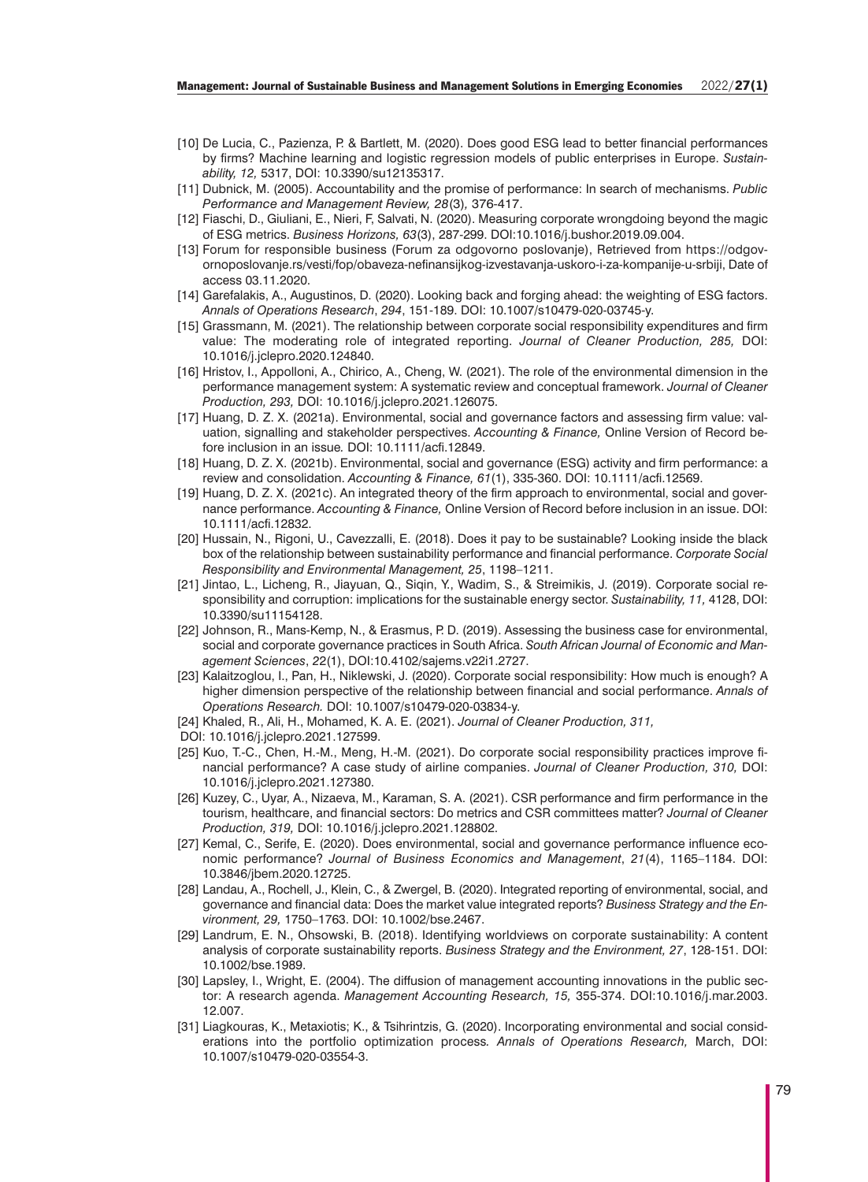[10] De Lucia, C., Pazienza, P. & Bartlett, M. (2020). Does good ESG lead to better financial performances by firms? Machine learning and logistic regression models of public enterprises in Europe. *Sustainability, 12,* 5317, DOI: 10.3390/su12135317.

[11] Dubnick, M. (2005). Accountability and the promise of performance: In search of mechanisms. *Public Performance and Management Review, 28*(3), 376-417.

[12] Fiaschi, D., Giuliani, E., Nieri, F, Salvati, N. (2020). Measuring corporate wrongdoing beyond the magic of ESG metrics. *Business Horizons, 63*(3), 287-299. DOI:10.1016/j.bushor.2019.09.004.

[13] Forum for responsible business (Forum za odgovorno poslovanje), Retrieved from https://odgovornoposlovanje.rs/vesti/fop/obaveza-nefinansijkog-izvestavanja-uskoro-i-za-kompanije-u-srbiji, Date of access 03.11.2020.

[14] Garefalakis, A., Augustinos, D. (2020). Looking back and forging ahead: the weighting of ESG factors. *Annals of Operations Research*, *294*, 151-189. DOI: 10.1007/s10479-020-03745-y.

[15] Grassmann, M. (2021). The relationship between corporate social responsibility expenditures and firm value: The moderating role of integrated reporting. *Journal of Cleaner Production, 285,* DOI: 10.1016/j.jclepro.2020.124840.

[16] Hristov, I., Appolloni, A., Chirico, A., Cheng, W. (2021). The role of the environmental dimension in the performance management system: A systematic review and conceptual framework. *Journal of Cleaner Production, 293,* DOI: 10.1016/j.jclepro.2021.126075.

[17] Huang, D. Z. X. (2021a). Environmental, social and governance factors and assessing firm value: valuation, signalling and stakeholder perspectives. *Accounting & Finance,* Online Version of Record before inclusion in an issue*.* DOI: 10.1111/acfi.12849.

[18] Huang, D. Z. X. (2021b). Environmental, social and governance (ESG) activity and firm performance: a review and consolidation. *Accounting & Finance, 61*(1), 335-360. DOI: 10.1111/acfi.12569.

[19] Huang, D. Z. X. (2021c). An integrated theory of the firm approach to environmental, social and governance performance. *Accounting & Finance,* Online Version of Record before inclusion in an issue. DOI: 10.1111/acfi.12832.

[20] Hussain, N., Rigoni, U., Cavezzalli, E. (2018). Does it pay to be sustainable? Looking inside the black box of the relationship between sustainability performance and financial performance. *Corporate Social Responsibility and Environmental Management, 25*, 1198–1211.

[21] Jintao, L., Licheng, R., Jiayuan, Q., Siqin, Y., Wadim, S., & Streimikis, J. (2019). Corporate social responsibility and corruption: implications for the sustainable energy sector. *Sustainability, 11,* 4128, DOI: 10.3390/su11154128.

[22] Johnson, R., Mans-Kemp, N., & Erasmus, P. D. (2019). Assessing the business case for environmental, social and corporate governance practices in South Africa. *South African Journal of Economic and Management Sciences*, *22*(1), DOI:10.4102/sajems.v22i1.2727.

[23] Kalaitzoglou, I., Pan, H., Niklewski, J. (2020). Corporate social responsibility: How much is enough? A higher dimension perspective of the relationship between financial and social performance. *Annals of Operations Research.* DOI: 10.1007/s10479-020-03834-y.

[24] Khaled, R., Ali, H., Mohamed, K. A. E. (2021). *Journal of Cleaner Production, 311,* DOI: 10.1016/j.jclepro.2021.127599.

[25] Kuo, T.-C., Chen, H.-M., Meng, H.-M. (2021). Do corporate social responsibility practices improve financial performance? A case study of airline companies. *Journal of Cleaner Production, 310,* DOI: 10.1016/j.jclepro.2021.127380.

[26] Kuzey, C., Uyar, A., Nizaeva, M., Karaman, S. A. (2021). CSR performance and firm performance in the tourism, healthcare, and financial sectors: Do metrics and CSR committees matter? *Journal of Cleaner Production, 319,* DOI: 10.1016/j.jclepro.2021.128802.

[27] Kemal, C., Serife, E. (2020). Does environmental, social and governance performance influence economic performance? *Journal of Business Economics and Management*, *21*(4), 1165–1184. DOI: 10.3846/jbem.2020.12725.

[28] Landau, A., Rochell, J., Klein, C., & Zwergel, B. (2020). Integrated reporting of environmental, social, and governance and financial data: Does the market value integrated reports? *Business Strategy and the Environment, 29,* 1750–1763. DOI: 10.1002/bse.2467.

[29] Landrum, E. N., Ohsowski, B. (2018). Identifying worldviews on corporate sustainability: A content analysis of corporate sustainability reports. *Business Strategy and the Environment, 27*, 128-151. DOI: 10.1002/bse.1989.

[30] Lapsley, I., Wright, E. (2004). The diffusion of management accounting innovations in the public sector: A research agenda. *Management Accounting Research, 15,* 355-374. DOI:10.1016/j.mar.2003.12.007.

[31] Liagkouras, K., Metaxiotis; K., & Tsihrintzis, G. (2020). Incorporating environmental and social considerations into the portfolio optimization process*. Annals of Operations Research,* March, DOI: 10.1007/s10479-020-03554-3.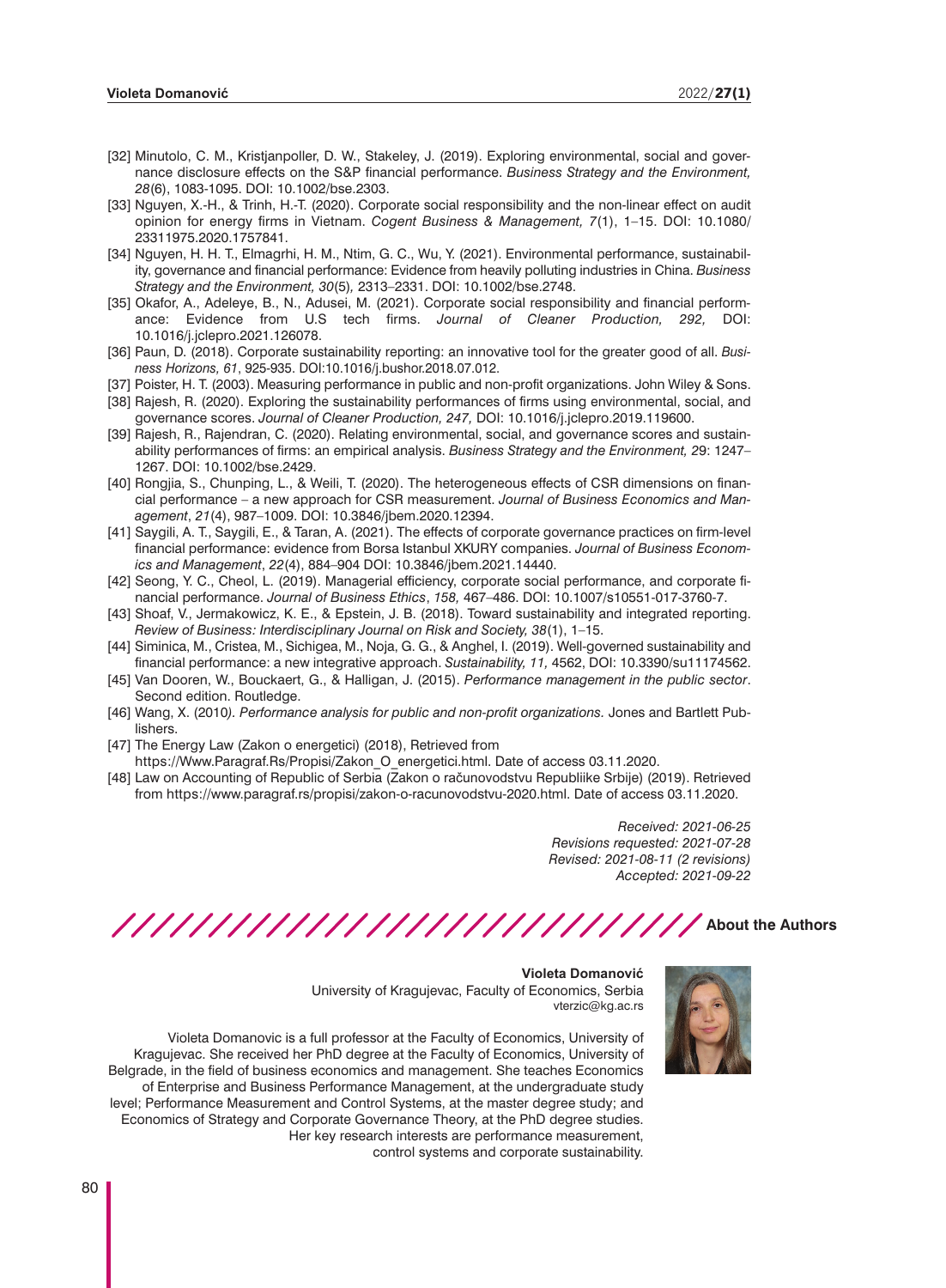[32] Minutolo, C. M., Kristjanpoller, D. W., Stakeley, J. (2019). Exploring environmental, social and governance disclosure effects on the S&P financial performance. *Business Strategy and the Environment, 28*(6), 1083-1095. DOI: 10.1002/bse.2303.

[33] Nguyen, X.-H., & Trinh, H.-T. (2020). Corporate social responsibility and the non-linear effect on audit opinion for energy firms in Vietnam. *Cogent Business & Management, 7*(1), 1–15. DOI: 10.1080/23311975.2020.1757841.

[34] Nguyen, H. H. T., Elmagrhi, H. M., Ntim, G. C., Wu, Y. (2021). Environmental performance, sustainability, governance and financial performance: Evidence from heavily polluting industries in China. *Business Strategy and the Environment, 30*(5), 2313–2331. DOI: 10.1002/bse.2748.

[35] Okafor, A., Adeleye, B., N., Adusei, M. (2021). Corporate social responsibility and financial performance: Evidence from U.S tech firms. *Journal of Cleaner Production, 292,* DOI: 10.1016/j.jclepro.2021.126078.

[36] Paun, D. (2018). Corporate sustainability reporting: an innovative tool for the greater good of all. *Business Horizons, 61*, 925-935. DOI:10.1016/j.bushor.2018.07.012.

[37] Poister, H. T. (2003). Measuring performance in public and non-profit organizations. John Wiley & Sons.

[38] Rajesh, R. (2020). Exploring the sustainability performances of firms using environmental, social, and governance scores. *Journal of Cleaner Production, 247,* DOI: 10.1016/j.jclepro.2019.119600.

[39] Rajesh, R., Rajendran, C. (2020). Relating environmental, social, and governance scores and sustainability performances of firms: an empirical analysis. *Business Strategy and the Environment, 2*9: 1247–1267. DOI: 10.1002/bse.2429.

[40] Rongjia, S., Chunping, L., & Weili, T. (2020). The heterogeneous effects of CSR dimensions on financial performance – a new approach for CSR measurement. *Journal of Business Economics and Management*, *21*(4), 987–1009. DOI: 10.3846/jbem.2020.12394.

[41] Saygili, A. T., Saygili, E., & Taran, A. (2021). The effects of corporate governance practices on firm-level financial performance: evidence from Borsa Istanbul XKURY companies. *Journal of Business Economics and Management*, *22*(4), 884–904 DOI: 10.3846/jbem.2021.14440.

[42] Seong, Y. C., Cheol, L. (2019). Managerial efficiency, corporate social performance, and corporate financial performance. *Journal of Business Ethics*, *158,* 467–486. DOI: 10.1007/s10551-017-3760-7.

[43] Shoaf, V., Jermakowicz, K. E., & Epstein, J. B. (2018). Toward sustainability and integrated reporting. *Review of Business: Interdisciplinary Journal on Risk and Society, 38*(1), 1–15.

[44] Siminica, M., Cristea, M., Sichigea, M., Noja, G. G., & Anghel, I. (2019). Well-governed sustainability and financial performance: a new integrative approach. *Sustainability, 11,* 4562, DOI: 10.3390/su11174562.

[45] Van Dooren, W., Bouckaert, G., & Halligan, J. (2015). *Performance management in the public sector*. Second edition. Routledge.

[46] Wang, X. (2010*). Performance analysis for public and non-profit organizations.* Jones and Bartlett Publishers.

[47] The Energy Law (Zakon o energetici) (2018), Retrieved from https://Www.Paragraf.Rs/Propisi/Zakon_O_energetici.html. Date of access 03.11.2020.

[48] Law on Accounting of Republic of Serbia (Zakon o računovodstvu Republiike Srbije) (2019). Retrieved from https://www.paragraf.rs/propisi/zakon-o-racunovodstvu-2020.html. Date of access 03.11.2020.

*Received: 2021-06-25*
*Revisions requested: 2021-07-28*
*Revised: 2021-08-11 (2 revisions)*
*Accepted: 2021-09-22*

## About the Authors

**Violeta Domanović**
University of Kragujevac, Faculty of Economics, Serbia
vterzic@kg.ac.rs

Violeta Domanovic is a full professor at the Faculty of Economics, University of Kragujevac. She received her PhD degree at the Faculty of Economics, University of Belgrade, in the field of business economics and management. She teaches Economics of Enterprise and Business Performance Management, at the undergraduate study level; Performance Measurement and Control Systems, at the master degree study; and Economics of Strategy and Corporate Governance Theory, at the PhD degree studies. Her key research interests are performance measurement, control systems and corporate sustainability.